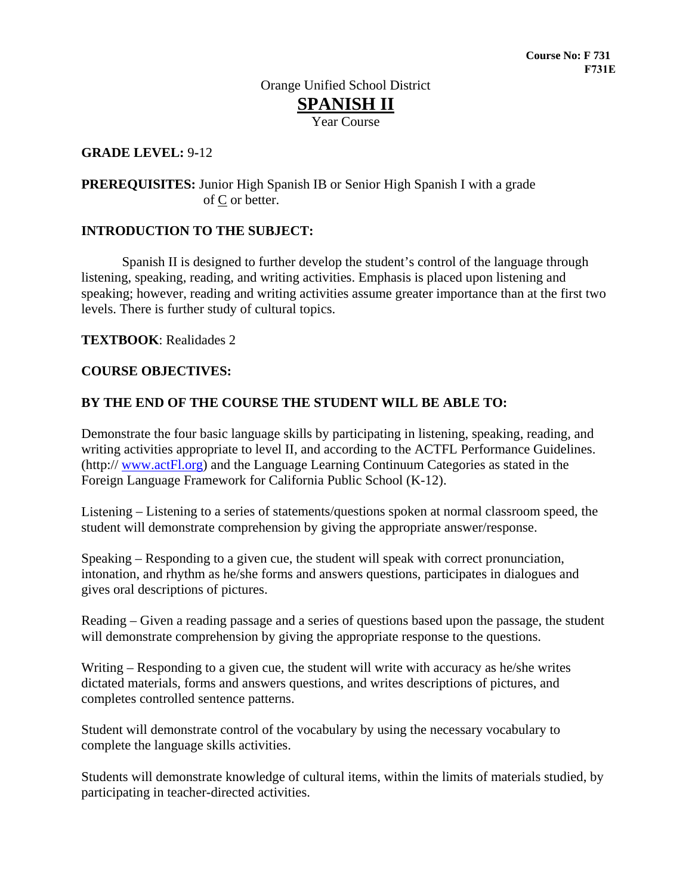**Course No: F 731**
**F731E**

Orange Unified School District

# SPANISH II

Year Course

**GRADE LEVEL:** 9-12

**PREREQUISITES:** Junior High Spanish IB or Senior High Spanish I with a grade of C or better.

**INTRODUCTION TO THE SUBJECT:**

Spanish II is designed to further develop the student's control of the language through listening, speaking, reading, and writing activities. Emphasis is placed upon listening and speaking; however, reading and writing activities assume greater importance than at the first two levels. There is further study of cultural topics.

**TEXTBOOK**: Realidades 2

**COURSE OBJECTIVES:**

**BY THE END OF THE COURSE THE STUDENT WILL BE ABLE TO:**

Demonstrate the four basic language skills by participating in listening, speaking, reading, and writing activities appropriate to level II, and according to the ACTFL Performance Guidelines. (http:// www.actFl.org) and the Language Learning Continuum Categories as stated in the Foreign Language Framework for California Public School (K-12).

Listening – Listening to a series of statements/questions spoken at normal classroom speed, the student will demonstrate comprehension by giving the appropriate answer/response.

Speaking – Responding to a given cue, the student will speak with correct pronunciation, intonation, and rhythm as he/she forms and answers questions, participates in dialogues and gives oral descriptions of pictures.

Reading – Given a reading passage and a series of questions based upon the passage, the student will demonstrate comprehension by giving the appropriate response to the questions.

Writing – Responding to a given cue, the student will write with accuracy as he/she writes dictated materials, forms and answers questions, and writes descriptions of pictures, and completes controlled sentence patterns.

Student will demonstrate control of the vocabulary by using the necessary vocabulary to complete the language skills activities.

Students will demonstrate knowledge of cultural items, within the limits of materials studied, by participating in teacher-directed activities.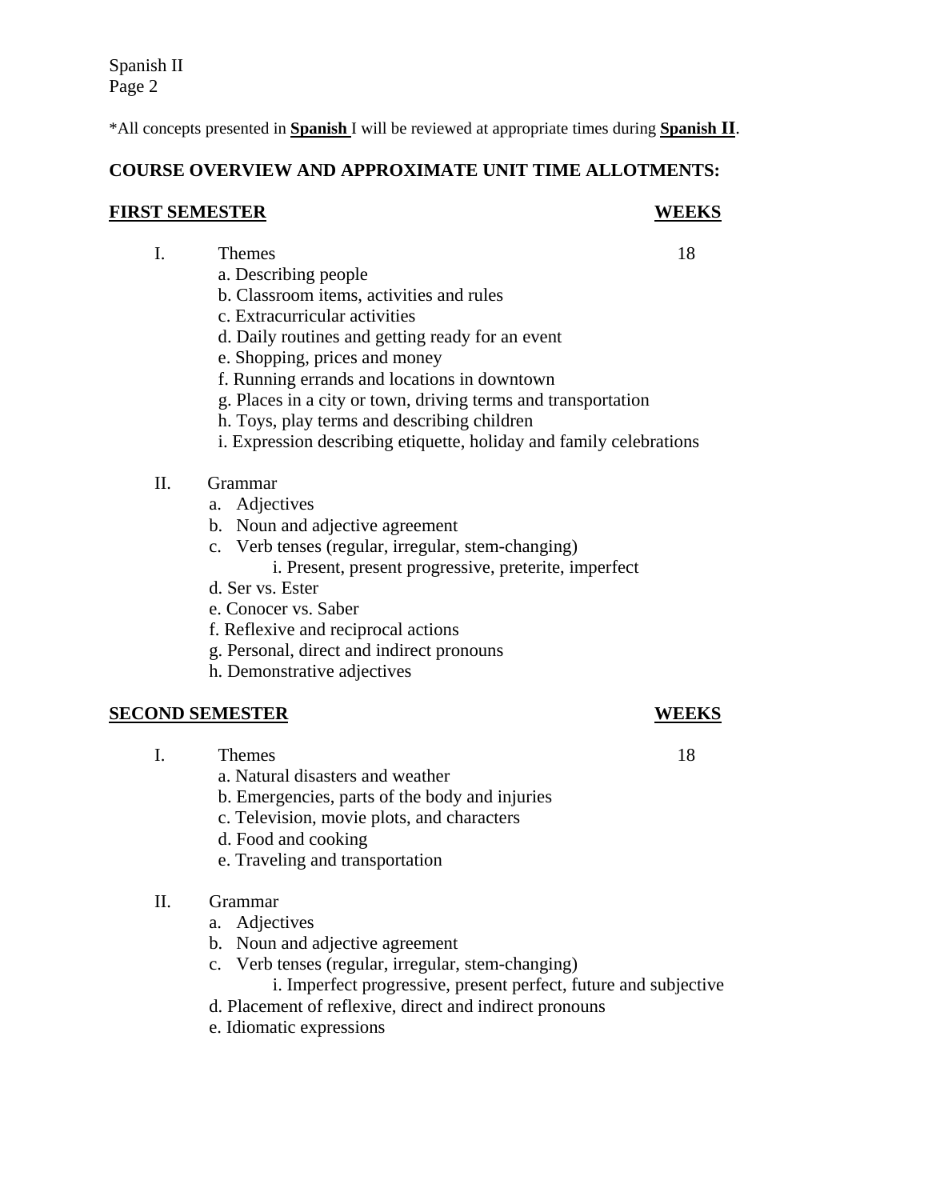*All concepts presented in **Spanish** I will be reviewed at appropriate times during **Spanish II**.

**COURSE OVERVIEW AND APPROXIMATE UNIT TIME ALLOTMENTS:**

**FIRST SEMESTER** **WEEKS**

I. Themes 18

a. Describing people
b. Classroom items, activities and rules
c. Extracurricular activities
d. Daily routines and getting ready for an event
e. Shopping, prices and money
f. Running errands and locations in downtown
g. Places in a city or town, driving terms and transportation
h. Toys, play terms and describing children
i. Expression describing etiquette, holiday and family celebrations

II. Grammar

a. Adjectives
b. Noun and adjective agreement
c. Verb tenses (regular, irregular, stem-changing)
   i. Present, present progressive, preterite, imperfect
d. Ser vs. Ester
e. Conocer vs. Saber
f. Reflexive and reciprocal actions
g. Personal, direct and indirect pronouns
h. Demonstrative adjectives

**SECOND SEMESTER** **WEEKS**

I. Themes 18

a. Natural disasters and weather
b. Emergencies, parts of the body and injuries
c. Television, movie plots, and characters
d. Food and cooking
e. Traveling and transportation

II. Grammar

a. Adjectives
b. Noun and adjective agreement
c. Verb tenses (regular, irregular, stem-changing)
   i. Imperfect progressive, present perfect, future and subjective
d. Placement of reflexive, direct and indirect pronouns
e. Idiomatic expressions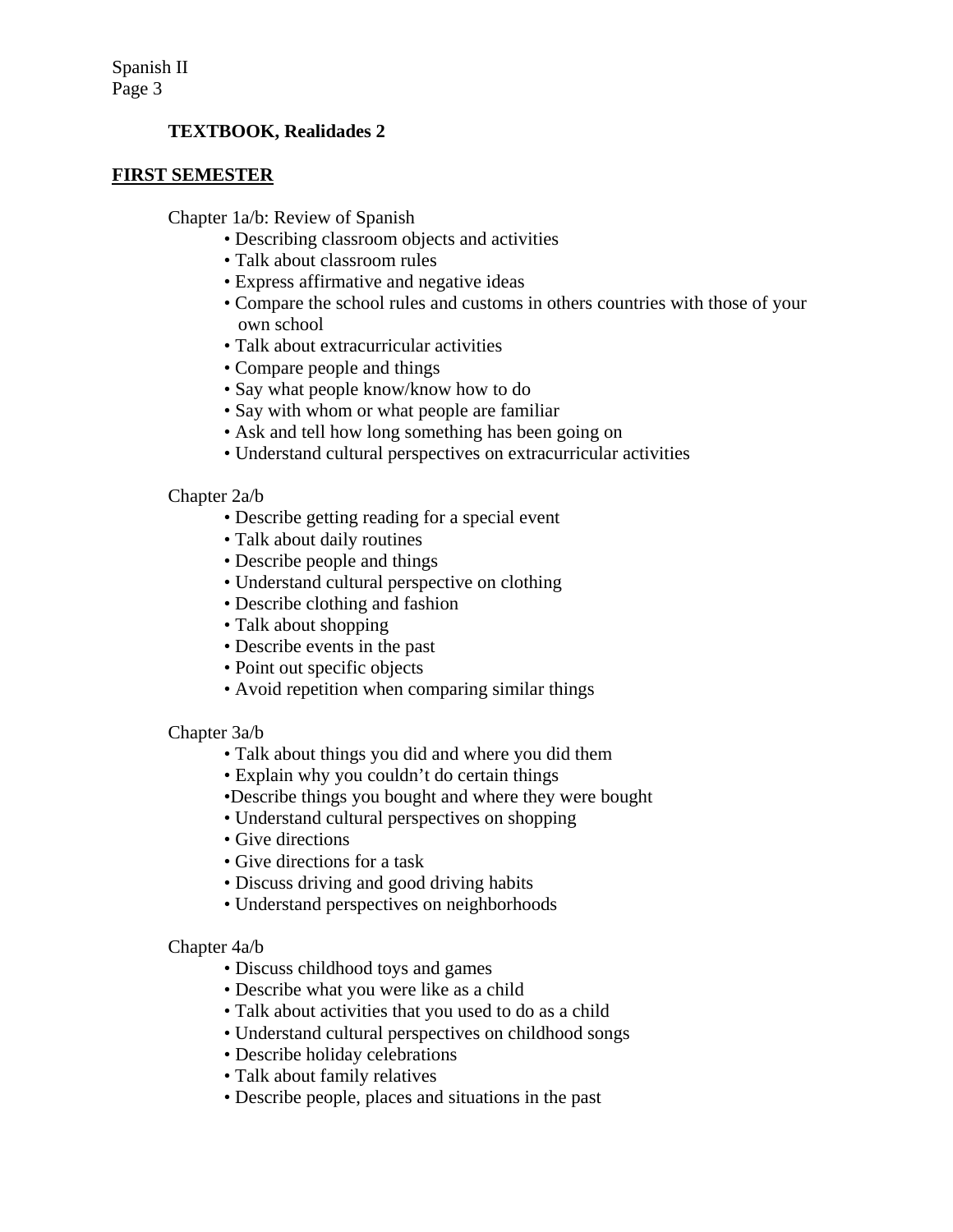**TEXTBOOK, Realidades 2**

## FIRST SEMESTER

Chapter 1a/b: Review of Spanish

- Describing classroom objects and activities
- Talk about classroom rules
- Express affirmative and negative ideas
- Compare the school rules and customs in others countries with those of your own school
- Talk about extracurricular activities
- Compare people and things
- Say what people know/know how to do
- Say with whom or what people are familiar
- Ask and tell how long something has been going on
- Understand cultural perspectives on extracurricular activities

Chapter 2a/b

- Describe getting reading for a special event
- Talk about daily routines
- Describe people and things
- Understand cultural perspective on clothing
- Describe clothing and fashion
- Talk about shopping
- Describe events in the past
- Point out specific objects
- Avoid repetition when comparing similar things

Chapter 3a/b

- Talk about things you did and where you did them
- Explain why you couldn't do certain things
- Describe things you bought and where they were bought
- Understand cultural perspectives on shopping
- Give directions
- Give directions for a task
- Discuss driving and good driving habits
- Understand perspectives on neighborhoods

Chapter 4a/b

- Discuss childhood toys and games
- Describe what you were like as a child
- Talk about activities that you used to do as a child
- Understand cultural perspectives on childhood songs
- Describe holiday celebrations
- Talk about family relatives
- Describe people, places and situations in the past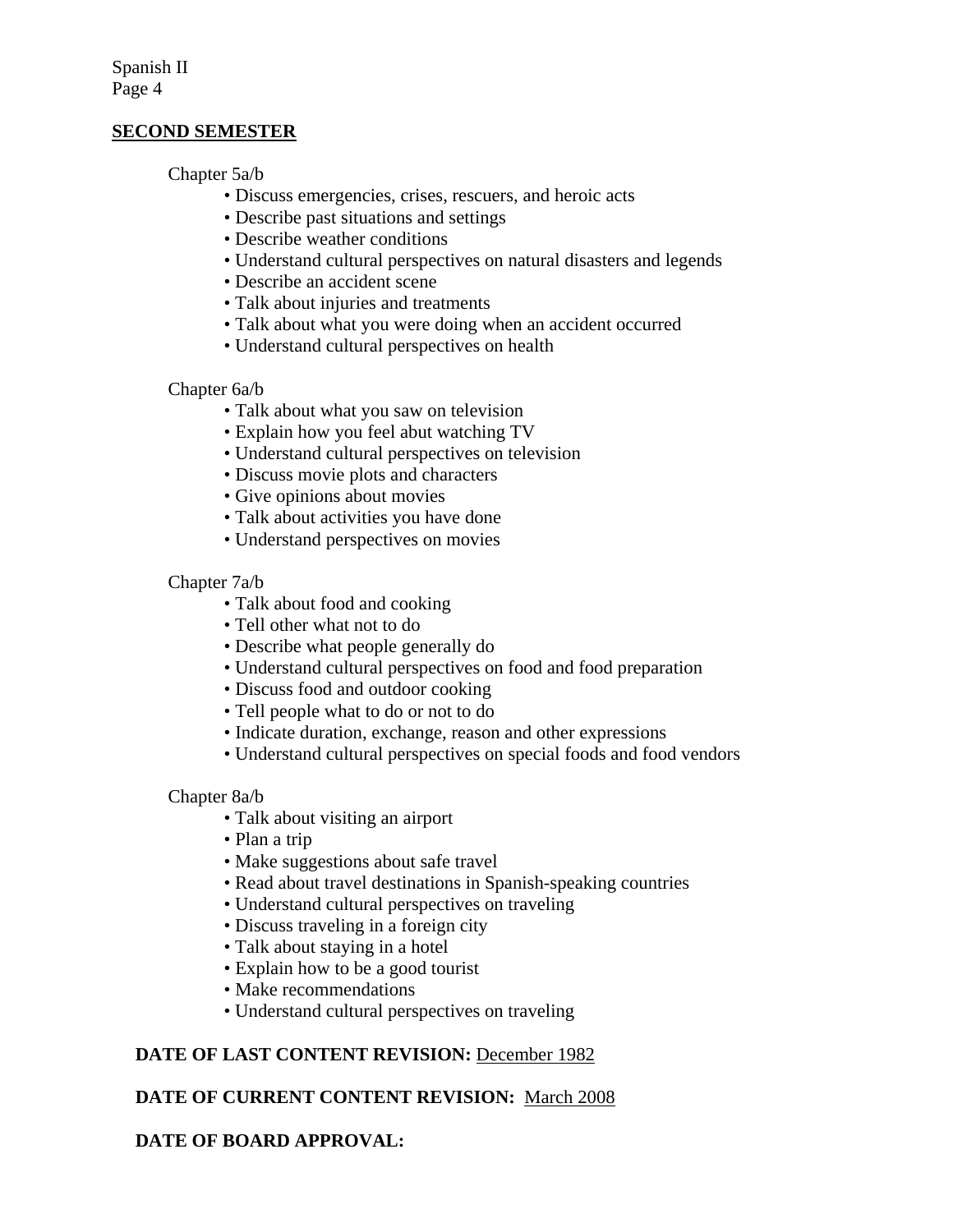## SECOND SEMESTER

Chapter 5a/b

- Discuss emergencies, crises, rescuers, and heroic acts
- Describe past situations and settings
- Describe weather conditions
- Understand cultural perspectives on natural disasters and legends
- Describe an accident scene
- Talk about injuries and treatments
- Talk about what you were doing when an accident occurred
- Understand cultural perspectives on health

Chapter 6a/b

- Talk about what you saw on television
- Explain how you feel abut watching TV
- Understand cultural perspectives on television
- Discuss movie plots and characters
- Give opinions about movies
- Talk about activities you have done
- Understand perspectives on movies

Chapter 7a/b

- Talk about food and cooking
- Tell other what not to do
- Describe what people generally do
- Understand cultural perspectives on food and food preparation
- Discuss food and outdoor cooking
- Tell people what to do or not to do
- Indicate duration, exchange, reason and other expressions
- Understand cultural perspectives on special foods and food vendors

Chapter 8a/b

- Talk about visiting an airport
- Plan a trip
- Make suggestions about safe travel
- Read about travel destinations in Spanish-speaking countries
- Understand cultural perspectives on traveling
- Discuss traveling in a foreign city
- Talk about staying in a hotel
- Explain how to be a good tourist
- Make recommendations
- Understand cultural perspectives on traveling

**DATE OF LAST CONTENT REVISION:** December 1982

**DATE OF CURRENT CONTENT REVISION:** March 2008

**DATE OF BOARD APPROVAL:**